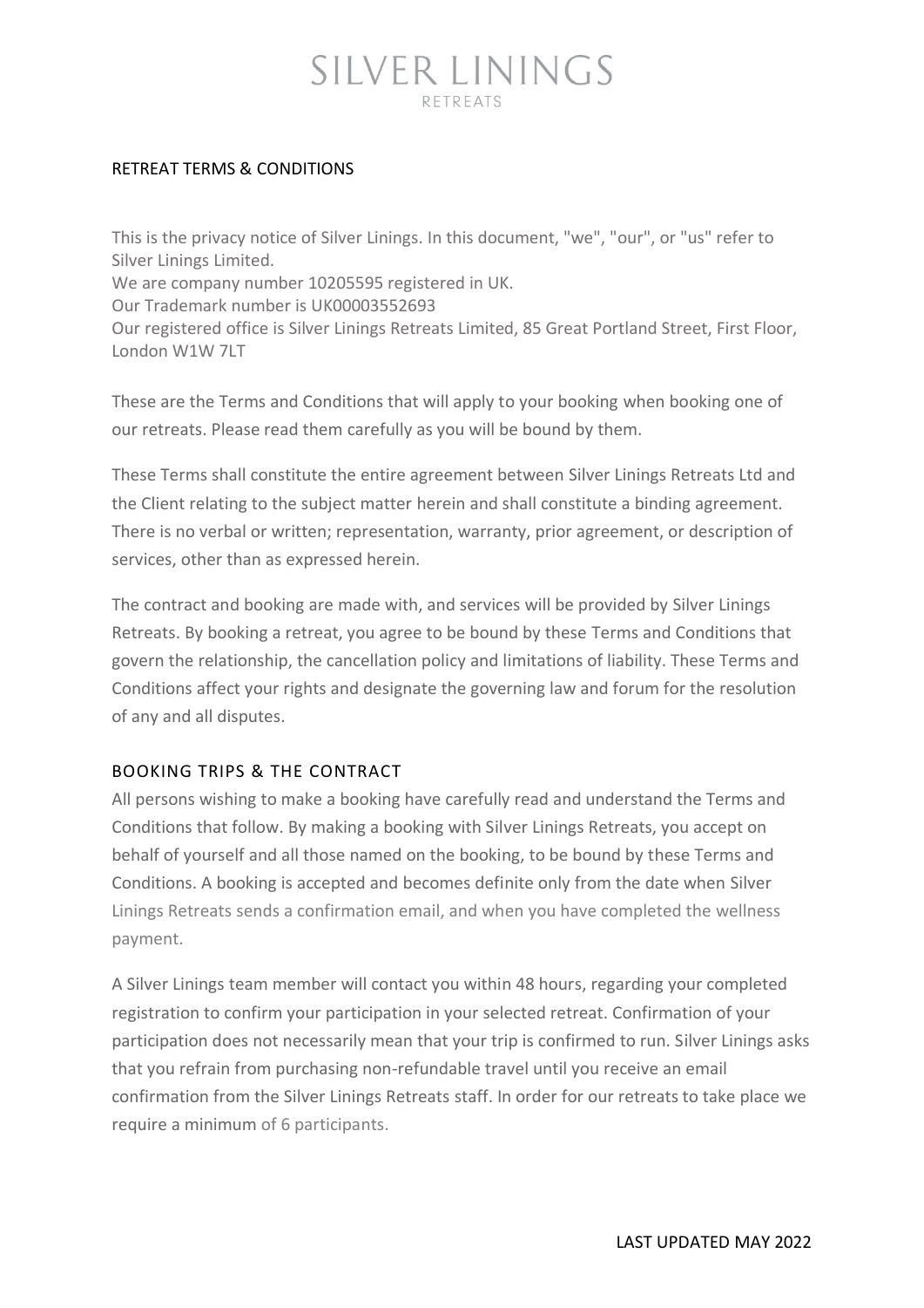# SILVER LININGS
RETREATS

## RETREAT TERMS & CONDITIONS

This is the privacy notice of Silver Linings. In this document, "we", "our", or "us" refer to Silver Linings Limited.
We are company number 10205595 registered in UK.
Our Trademark number is UK00003552693
Our registered office is Silver Linings Retreats Limited, 85 Great Portland Street, First Floor, London W1W 7LT

These are the Terms and Conditions that will apply to your booking when booking one of our retreats. Please read them carefully as you will be bound by them.

These Terms shall constitute the entire agreement between Silver Linings Retreats Ltd and the Client relating to the subject matter herein and shall constitute a binding agreement. There is no verbal or written; representation, warranty, prior agreement, or description of services, other than as expressed herein.

The contract and booking are made with, and services will be provided by Silver Linings Retreats. By booking a retreat, you agree to be bound by these Terms and Conditions that govern the relationship, the cancellation policy and limitations of liability. These Terms and Conditions affect your rights and designate the governing law and forum for the resolution of any and all disputes.

## BOOKING TRIPS & THE CONTRACT

All persons wishing to make a booking have carefully read and understand the Terms and Conditions that follow. By making a booking with Silver Linings Retreats, you accept on behalf of yourself and all those named on the booking, to be bound by these Terms and Conditions. A booking is accepted and becomes definite only from the date when Silver Linings Retreats sends a confirmation email, and when you have completed the wellness payment.

A Silver Linings team member will contact you within 48 hours, regarding your completed registration to confirm your participation in your selected retreat. Confirmation of your participation does not necessarily mean that your trip is confirmed to run. Silver Linings asks that you refrain from purchasing non-refundable travel until you receive an email confirmation from the Silver Linings Retreats staff. In order for our retreats to take place we require a minimum of 6 participants.

LAST UPDATED MAY 2022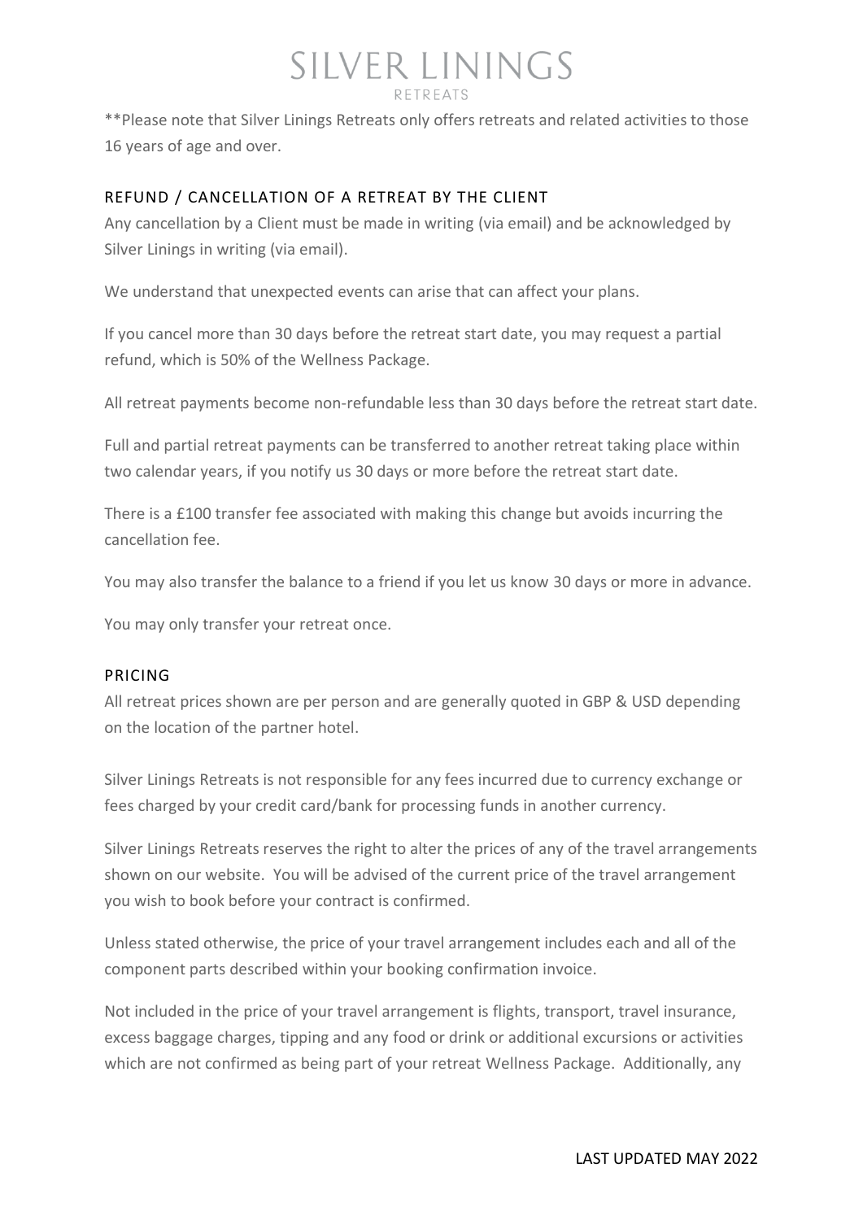**Please note that Silver Linings Retreats only offers retreats and related activities to those 16 years of age and over.

## REFUND / CANCELLATION OF A RETREAT BY THE CLIENT

Any cancellation by a Client must be made in writing (via email) and be acknowledged by Silver Linings in writing (via email).

We understand that unexpected events can arise that can affect your plans.

If you cancel more than 30 days before the retreat start date, you may request a partial refund, which is 50% of the Wellness Package.

All retreat payments become non-refundable less than 30 days before the retreat start date.

Full and partial retreat payments can be transferred to another retreat taking place within two calendar years, if you notify us 30 days or more before the retreat start date.

There is a £100 transfer fee associated with making this change but avoids incurring the cancellation fee.

You may also transfer the balance to a friend if you let us know 30 days or more in advance.

You may only transfer your retreat once.

## PRICING

All retreat prices shown are per person and are generally quoted in GBP & USD depending on the location of the partner hotel.

Silver Linings Retreats is not responsible for any fees incurred due to currency exchange or fees charged by your credit card/bank for processing funds in another currency.

Silver Linings Retreats reserves the right to alter the prices of any of the travel arrangements shown on our website. You will be advised of the current price of the travel arrangement you wish to book before your contract is confirmed.

Unless stated otherwise, the price of your travel arrangement includes each and all of the component parts described within your booking confirmation invoice.

Not included in the price of your travel arrangement is flights, transport, travel insurance, excess baggage charges, tipping and any food or drink or additional excursions or activities which are not confirmed as being part of your retreat Wellness Package. Additionally, any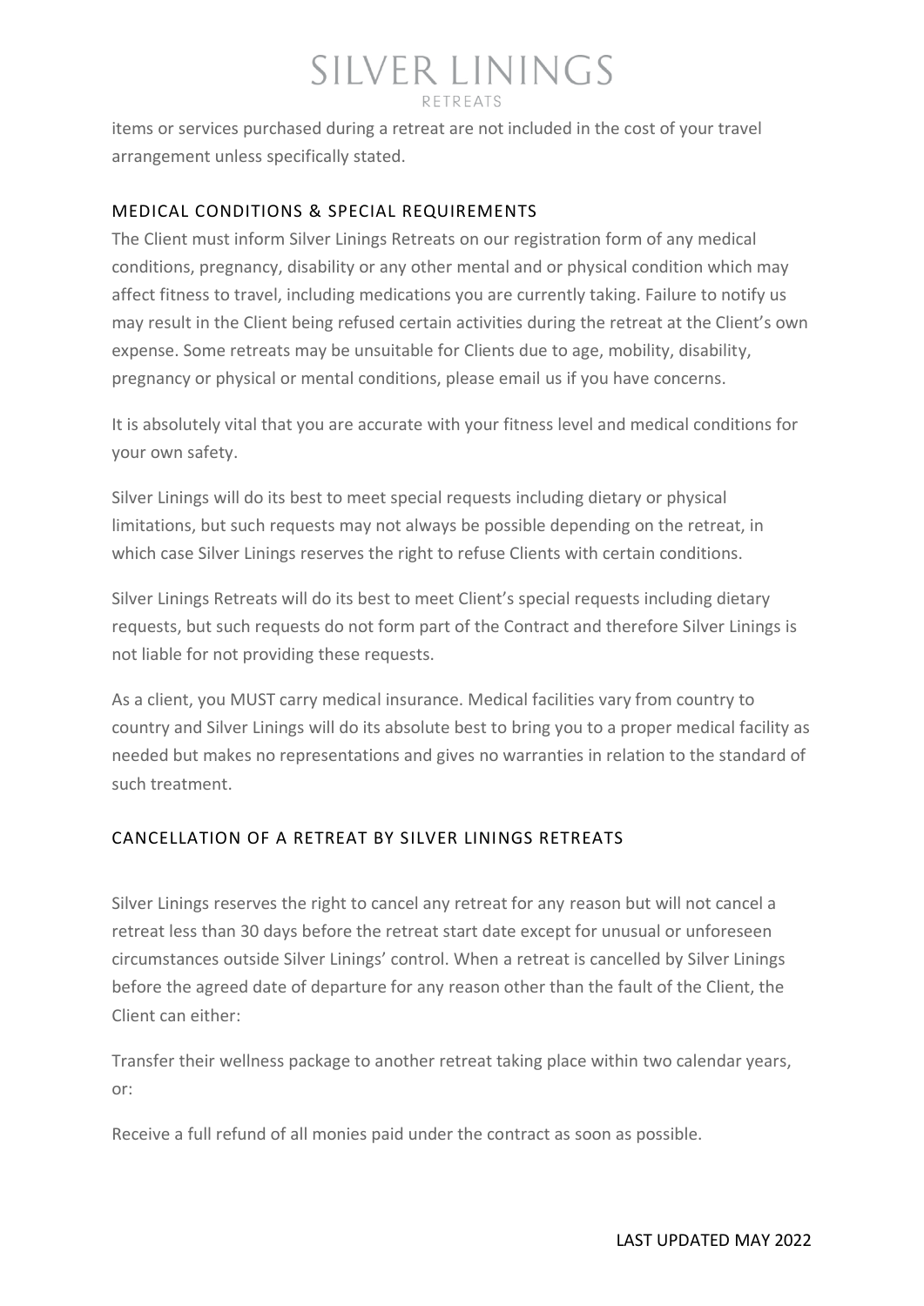items or services purchased during a retreat are not included in the cost of your travel arrangement unless specifically stated.

## MEDICAL CONDITIONS & SPECIAL REQUIREMENTS

The Client must inform Silver Linings Retreats on our registration form of any medical conditions, pregnancy, disability or any other mental and or physical condition which may affect fitness to travel, including medications you are currently taking. Failure to notify us may result in the Client being refused certain activities during the retreat at the Client's own expense. Some retreats may be unsuitable for Clients due to age, mobility, disability, pregnancy or physical or mental conditions, please email us if you have concerns.

It is absolutely vital that you are accurate with your fitness level and medical conditions for your own safety.

Silver Linings will do its best to meet special requests including dietary or physical limitations, but such requests may not always be possible depending on the retreat, in which case Silver Linings reserves the right to refuse Clients with certain conditions.

Silver Linings Retreats will do its best to meet Client's special requests including dietary requests, but such requests do not form part of the Contract and therefore Silver Linings is not liable for not providing these requests.

As a client, you MUST carry medical insurance. Medical facilities vary from country to country and Silver Linings will do its absolute best to bring you to a proper medical facility as needed but makes no representations and gives no warranties in relation to the standard of such treatment.

## CANCELLATION OF A RETREAT BY SILVER LININGS RETREATS

Silver Linings reserves the right to cancel any retreat for any reason but will not cancel a retreat less than 30 days before the retreat start date except for unusual or unforeseen circumstances outside Silver Linings' control. When a retreat is cancelled by Silver Linings before the agreed date of departure for any reason other than the fault of the Client, the Client can either:

Transfer their wellness package to another retreat taking place within two calendar years, or:

Receive a full refund of all monies paid under the contract as soon as possible.

LAST UPDATED MAY 2022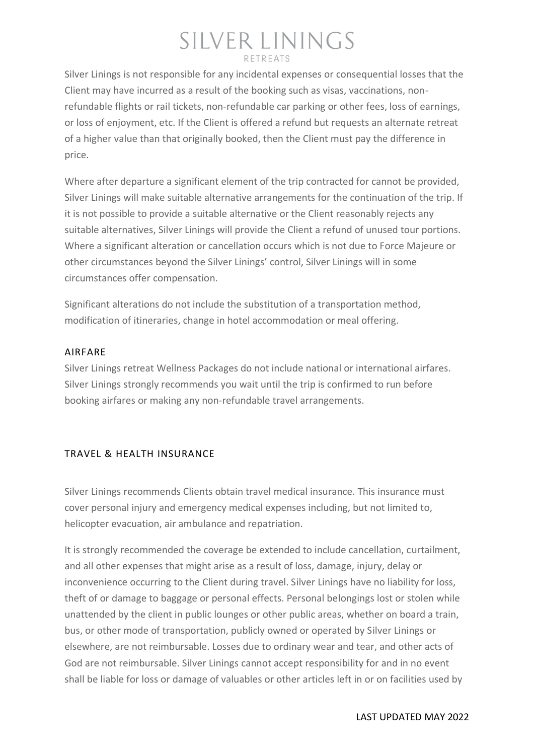Silver Linings is not responsible for any incidental expenses or consequential losses that the Client may have incurred as a result of the booking such as visas, vaccinations, non-refundable flights or rail tickets, non-refundable car parking or other fees, loss of earnings, or loss of enjoyment, etc. If the Client is offered a refund but requests an alternate retreat of a higher value than that originally booked, then the Client must pay the difference in price.

Where after departure a significant element of the trip contracted for cannot be provided, Silver Linings will make suitable alternative arrangements for the continuation of the trip. If it is not possible to provide a suitable alternative or the Client reasonably rejects any suitable alternatives, Silver Linings will provide the Client a refund of unused tour portions. Where a significant alteration or cancellation occurs which is not due to Force Majeure or other circumstances beyond the Silver Linings' control, Silver Linings will in some circumstances offer compensation.

Significant alterations do not include the substitution of a transportation method, modification of itineraries, change in hotel accommodation or meal offering.

## AIRFARE

Silver Linings retreat Wellness Packages do not include national or international airfares. Silver Linings strongly recommends you wait until the trip is confirmed to run before booking airfares or making any non-refundable travel arrangements.

## TRAVEL & HEALTH INSURANCE

Silver Linings recommends Clients obtain travel medical insurance. This insurance must cover personal injury and emergency medical expenses including, but not limited to, helicopter evacuation, air ambulance and repatriation.

It is strongly recommended the coverage be extended to include cancellation, curtailment, and all other expenses that might arise as a result of loss, damage, injury, delay or inconvenience occurring to the Client during travel. Silver Linings have no liability for loss, theft of or damage to baggage or personal effects. Personal belongings lost or stolen while unattended by the client in public lounges or other public areas, whether on board a train, bus, or other mode of transportation, publicly owned or operated by Silver Linings or elsewhere, are not reimbursable. Losses due to ordinary wear and tear, and other acts of God are not reimbursable. Silver Linings cannot accept responsibility for and in no event shall be liable for loss or damage of valuables or other articles left in or on facilities used by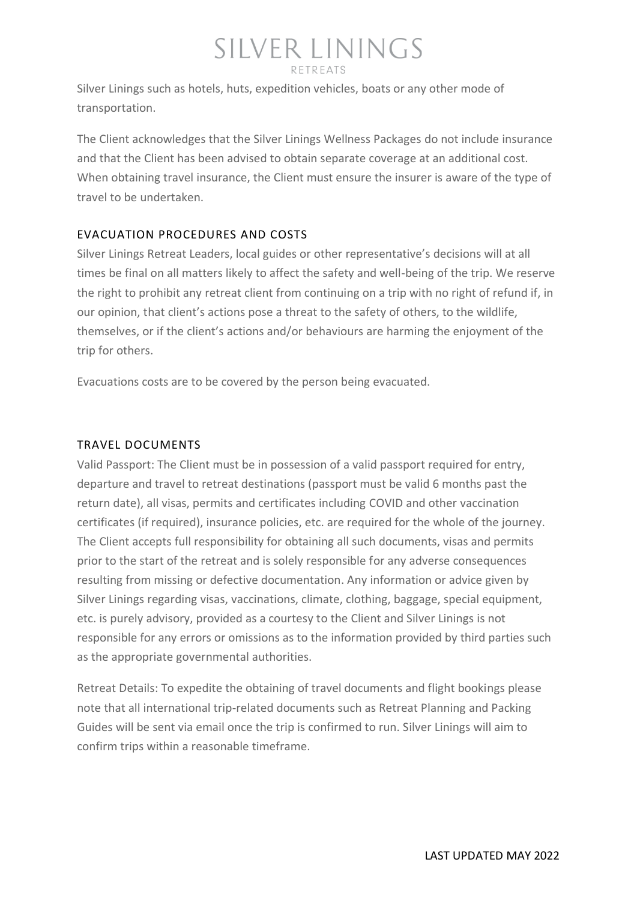Silver Linings such as hotels, huts, expedition vehicles, boats or any other mode of transportation.

The Client acknowledges that the Silver Linings Wellness Packages do not include insurance and that the Client has been advised to obtain separate coverage at an additional cost. When obtaining travel insurance, the Client must ensure the insurer is aware of the type of travel to be undertaken.

## EVACUATION PROCEDURES AND COSTS

Silver Linings Retreat Leaders, local guides or other representative's decisions will at all times be final on all matters likely to affect the safety and well-being of the trip. We reserve the right to prohibit any retreat client from continuing on a trip with no right of refund if, in our opinion, that client's actions pose a threat to the safety of others, to the wildlife, themselves, or if the client's actions and/or behaviours are harming the enjoyment of the trip for others.

Evacuations costs are to be covered by the person being evacuated.

## TRAVEL DOCUMENTS

Valid Passport: The Client must be in possession of a valid passport required for entry, departure and travel to retreat destinations (passport must be valid 6 months past the return date), all visas, permits and certificates including COVID and other vaccination certificates (if required), insurance policies, etc. are required for the whole of the journey. The Client accepts full responsibility for obtaining all such documents, visas and permits prior to the start of the retreat and is solely responsible for any adverse consequences resulting from missing or defective documentation. Any information or advice given by Silver Linings regarding visas, vaccinations, climate, clothing, baggage, special equipment, etc. is purely advisory, provided as a courtesy to the Client and Silver Linings is not responsible for any errors or omissions as to the information provided by third parties such as the appropriate governmental authorities.

Retreat Details: To expedite the obtaining of travel documents and flight bookings please note that all international trip-related documents such as Retreat Planning and Packing Guides will be sent via email once the trip is confirmed to run. Silver Linings will aim to confirm trips within a reasonable timeframe.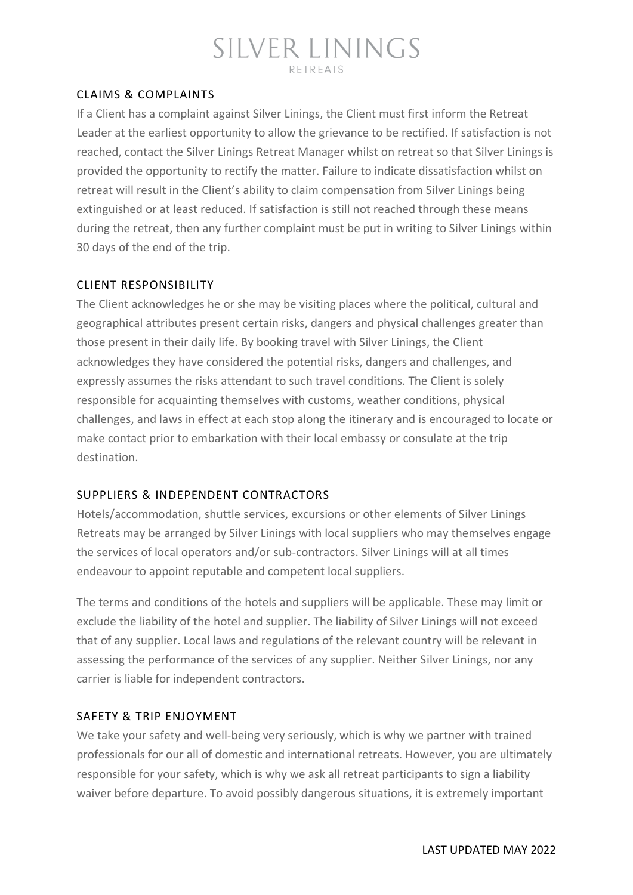## CLAIMS & COMPLAINTS

If a Client has a complaint against Silver Linings, the Client must first inform the Retreat Leader at the earliest opportunity to allow the grievance to be rectified. If satisfaction is not reached, contact the Silver Linings Retreat Manager whilst on retreat so that Silver Linings is provided the opportunity to rectify the matter. Failure to indicate dissatisfaction whilst on retreat will result in the Client's ability to claim compensation from Silver Linings being extinguished or at least reduced. If satisfaction is still not reached through these means during the retreat, then any further complaint must be put in writing to Silver Linings within 30 days of the end of the trip.

## CLIENT RESPONSIBILITY

The Client acknowledges he or she may be visiting places where the political, cultural and geographical attributes present certain risks, dangers and physical challenges greater than those present in their daily life. By booking travel with Silver Linings, the Client acknowledges they have considered the potential risks, dangers and challenges, and expressly assumes the risks attendant to such travel conditions. The Client is solely responsible for acquainting themselves with customs, weather conditions, physical challenges, and laws in effect at each stop along the itinerary and is encouraged to locate or make contact prior to embarkation with their local embassy or consulate at the trip destination.

## SUPPLIERS & INDEPENDENT CONTRACTORS

Hotels/accommodation, shuttle services, excursions or other elements of Silver Linings Retreats may be arranged by Silver Linings with local suppliers who may themselves engage the services of local operators and/or sub-contractors. Silver Linings will at all times endeavour to appoint reputable and competent local suppliers.

The terms and conditions of the hotels and suppliers will be applicable. These may limit or exclude the liability of the hotel and supplier. The liability of Silver Linings will not exceed that of any supplier. Local laws and regulations of the relevant country will be relevant in assessing the performance of the services of any supplier. Neither Silver Linings, nor any carrier is liable for independent contractors.

## SAFETY & TRIP ENJOYMENT

We take your safety and well-being very seriously, which is why we partner with trained professionals for our all of domestic and international retreats. However, you are ultimately responsible for your safety, which is why we ask all retreat participants to sign a liability waiver before departure. To avoid possibly dangerous situations, it is extremely important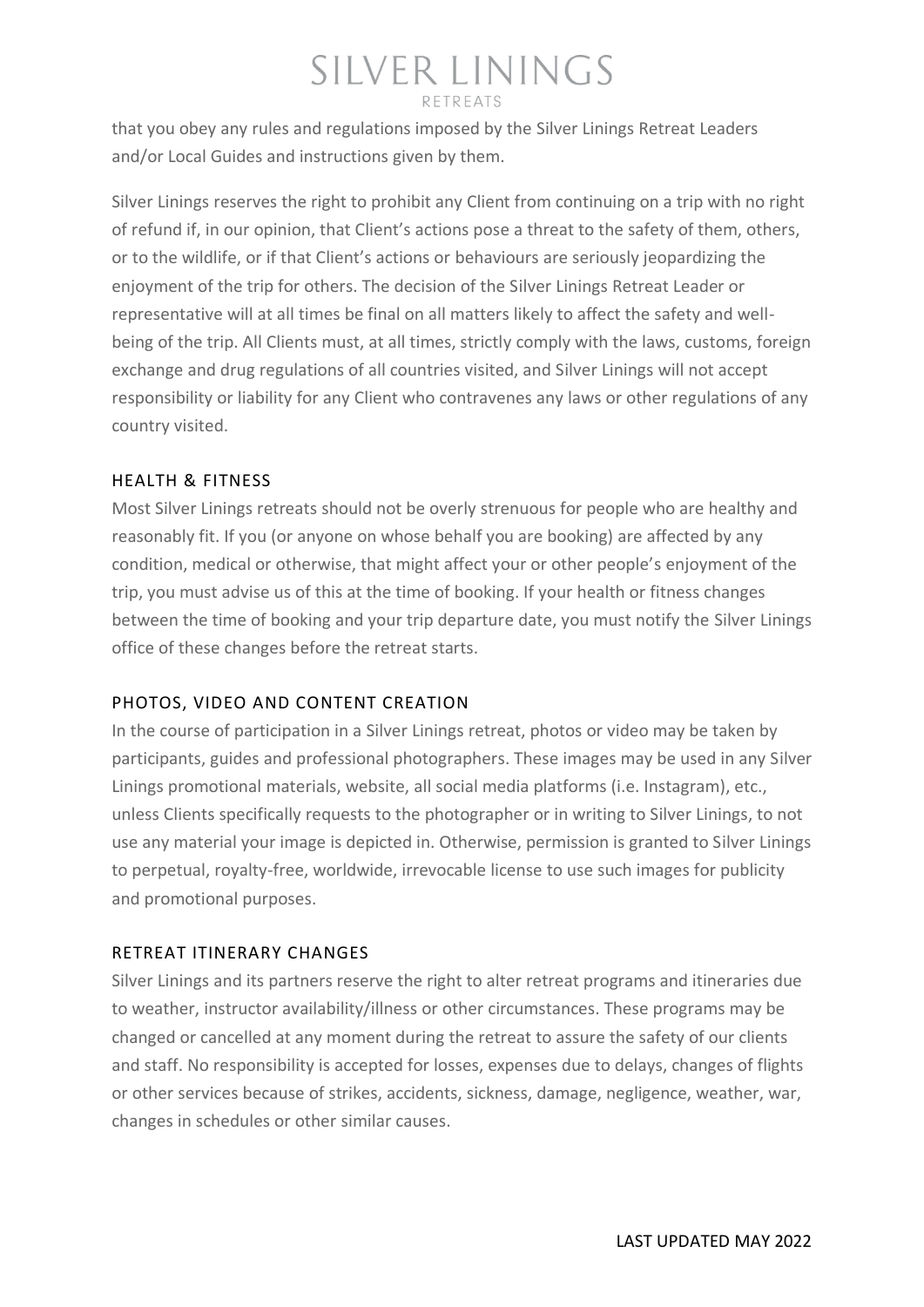that you obey any rules and regulations imposed by the Silver Linings Retreat Leaders and/or Local Guides and instructions given by them.

Silver Linings reserves the right to prohibit any Client from continuing on a trip with no right of refund if, in our opinion, that Client's actions pose a threat to the safety of them, others, or to the wildlife, or if that Client's actions or behaviours are seriously jeopardizing the enjoyment of the trip for others. The decision of the Silver Linings Retreat Leader or representative will at all times be final on all matters likely to affect the safety and well-being of the trip. All Clients must, at all times, strictly comply with the laws, customs, foreign exchange and drug regulations of all countries visited, and Silver Linings will not accept responsibility or liability for any Client who contravenes any laws or other regulations of any country visited.

## HEALTH & FITNESS

Most Silver Linings retreats should not be overly strenuous for people who are healthy and reasonably fit. If you (or anyone on whose behalf you are booking) are affected by any condition, medical or otherwise, that might affect your or other people's enjoyment of the trip, you must advise us of this at the time of booking. If your health or fitness changes between the time of booking and your trip departure date, you must notify the Silver Linings office of these changes before the retreat starts.

## PHOTOS, VIDEO AND CONTENT CREATION

In the course of participation in a Silver Linings retreat, photos or video may be taken by participants, guides and professional photographers. These images may be used in any Silver Linings promotional materials, website, all social media platforms (i.e. Instagram), etc., unless Clients specifically requests to the photographer or in writing to Silver Linings, to not use any material your image is depicted in. Otherwise, permission is granted to Silver Linings to perpetual, royalty-free, worldwide, irrevocable license to use such images for publicity and promotional purposes.

## RETREAT ITINERARY CHANGES

Silver Linings and its partners reserve the right to alter retreat programs and itineraries due to weather, instructor availability/illness or other circumstances. These programs may be changed or cancelled at any moment during the retreat to assure the safety of our clients and staff. No responsibility is accepted for losses, expenses due to delays, changes of flights or other services because of strikes, accidents, sickness, damage, negligence, weather, war, changes in schedules or other similar causes.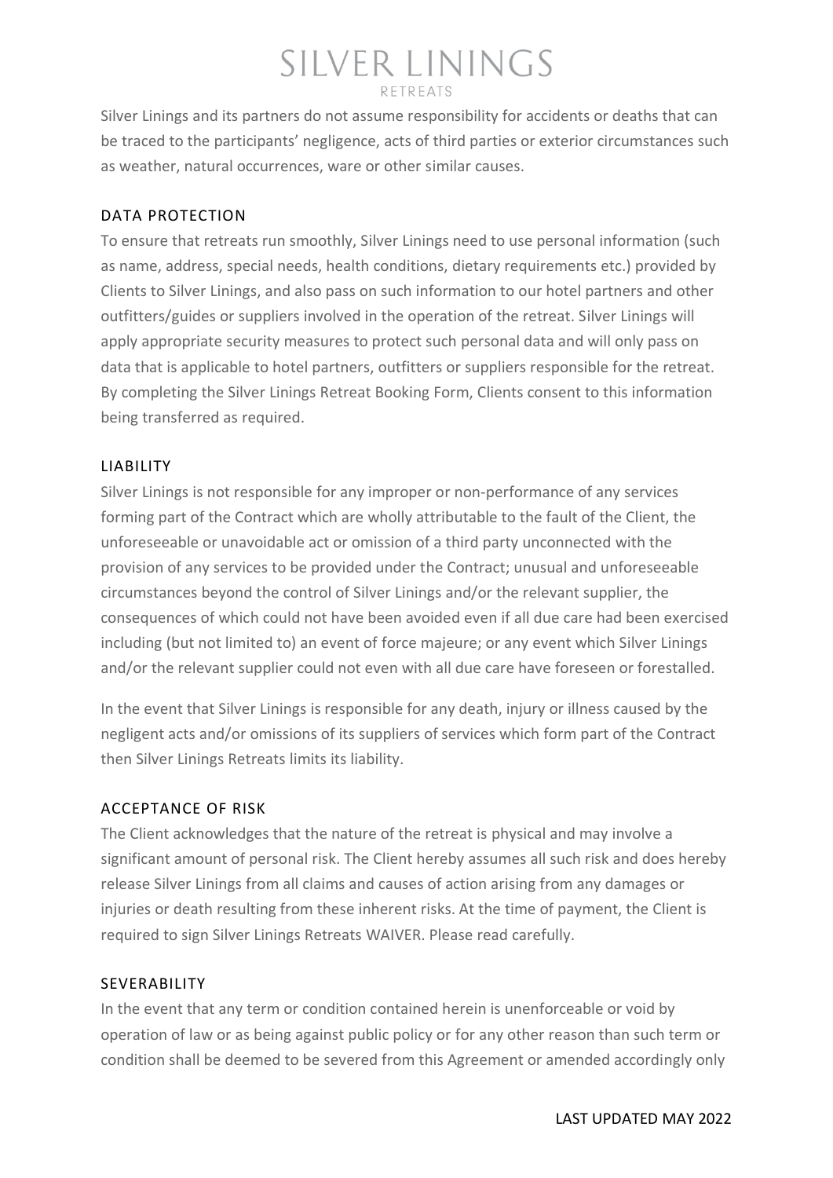Silver Linings and its partners do not assume responsibility for accidents or deaths that can be traced to the participants' negligence, acts of third parties or exterior circumstances such as weather, natural occurrences, ware or other similar causes.

## DATA PROTECTION

To ensure that retreats run smoothly, Silver Linings need to use personal information (such as name, address, special needs, health conditions, dietary requirements etc.) provided by Clients to Silver Linings, and also pass on such information to our hotel partners and other outfitters/guides or suppliers involved in the operation of the retreat. Silver Linings will apply appropriate security measures to protect such personal data and will only pass on data that is applicable to hotel partners, outfitters or suppliers responsible for the retreat. By completing the Silver Linings Retreat Booking Form, Clients consent to this information being transferred as required.

## LIABILITY

Silver Linings is not responsible for any improper or non-performance of any services forming part of the Contract which are wholly attributable to the fault of the Client, the unforeseeable or unavoidable act or omission of a third party unconnected with the provision of any services to be provided under the Contract; unusual and unforeseeable circumstances beyond the control of Silver Linings and/or the relevant supplier, the consequences of which could not have been avoided even if all due care had been exercised including (but not limited to) an event of force majeure; or any event which Silver Linings and/or the relevant supplier could not even with all due care have foreseen or forestalled.

In the event that Silver Linings is responsible for any death, injury or illness caused by the negligent acts and/or omissions of its suppliers of services which form part of the Contract then Silver Linings Retreats limits its liability.

## ACCEPTANCE OF RISK

The Client acknowledges that the nature of the retreat is physical and may involve a significant amount of personal risk. The Client hereby assumes all such risk and does hereby release Silver Linings from all claims and causes of action arising from any damages or injuries or death resulting from these inherent risks. At the time of payment, the Client is required to sign Silver Linings Retreats WAIVER. Please read carefully.

## SEVERABILITY

In the event that any term or condition contained herein is unenforceable or void by operation of law or as being against public policy or for any other reason than such term or condition shall be deemed to be severed from this Agreement or amended accordingly only

LAST UPDATED MAY 2022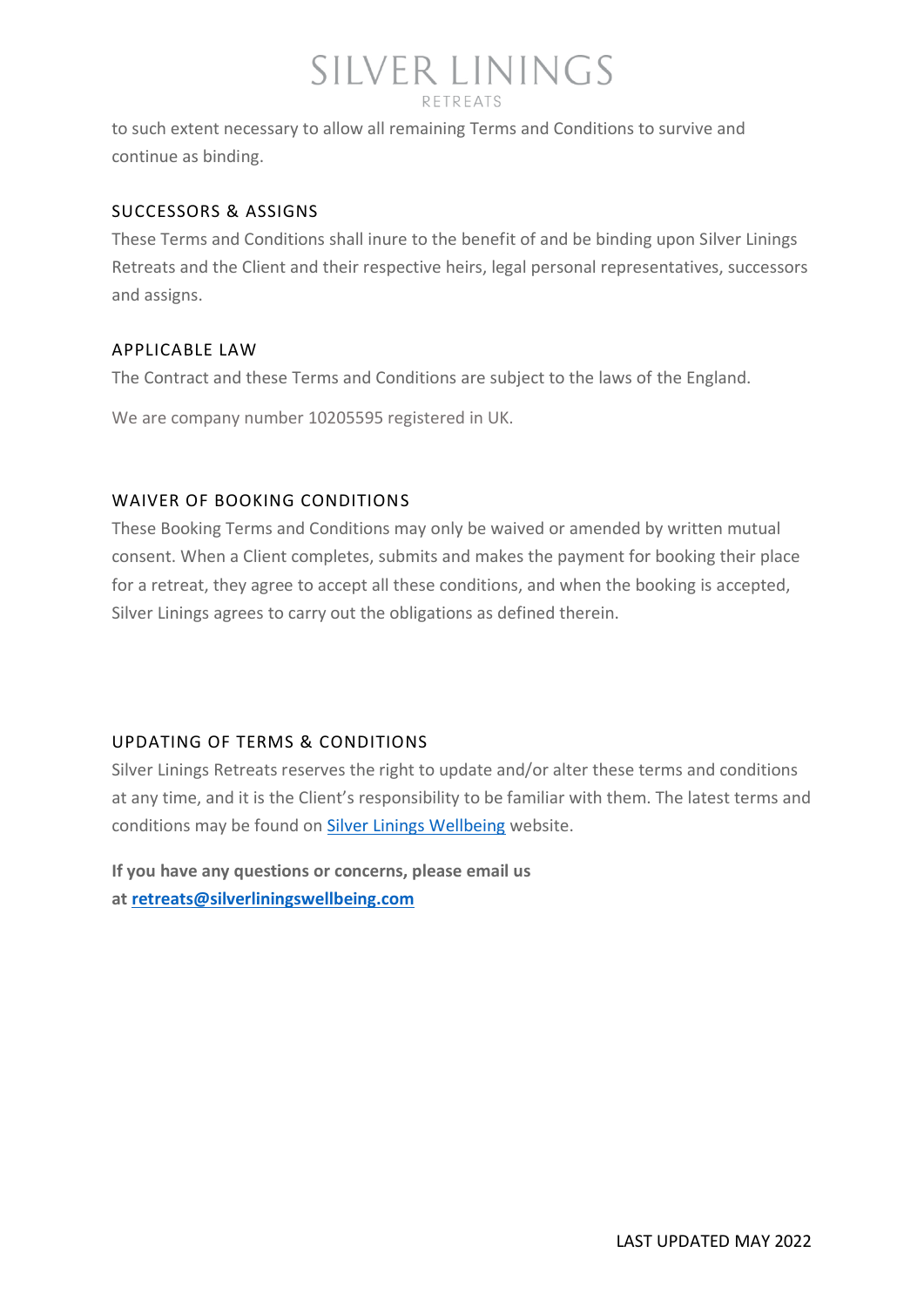to such extent necessary to allow all remaining Terms and Conditions to survive and continue as binding.

## SUCCESSORS & ASSIGNS

These Terms and Conditions shall inure to the benefit of and be binding upon Silver Linings Retreats and the Client and their respective heirs, legal personal representatives, successors and assigns.

## APPLICABLE LAW

The Contract and these Terms and Conditions are subject to the laws of the England.

We are company number 10205595 registered in UK.

## WAIVER OF BOOKING CONDITIONS

These Booking Terms and Conditions may only be waived or amended by written mutual consent. When a Client completes, submits and makes the payment for booking their place for a retreat, they agree to accept all these conditions, and when the booking is accepted, Silver Linings agrees to carry out the obligations as defined therein.

## UPDATING OF TERMS & CONDITIONS

Silver Linings Retreats reserves the right to update and/or alter these terms and conditions at any time, and it is the Client's responsibility to be familiar with them. The latest terms and conditions may be found on Silver Linings Wellbeing website.

**If you have any questions or concerns, please email us at retreats@silverliningswellbeing.com**

LAST UPDATED MAY 2022